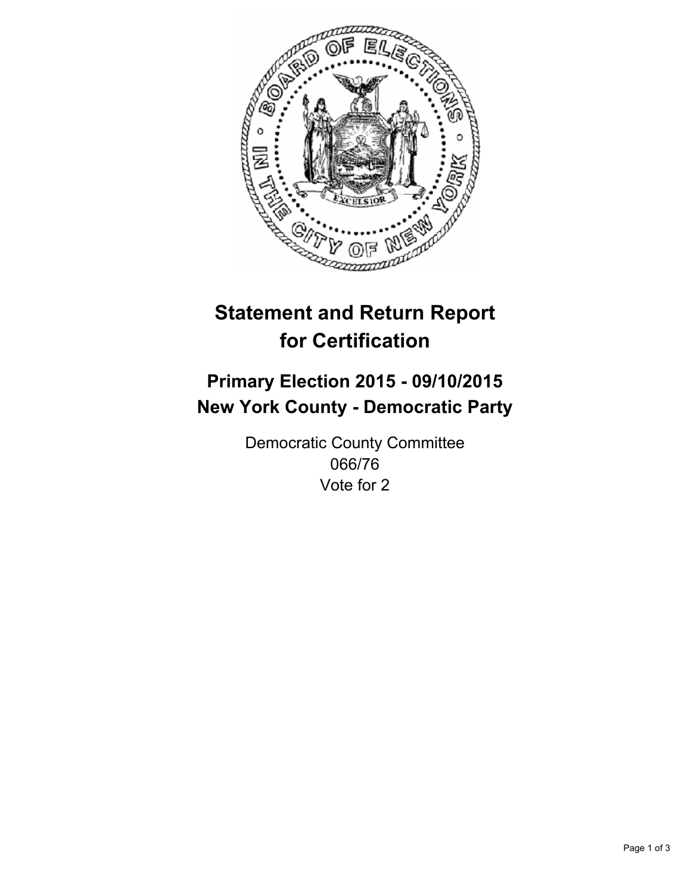# Statement and Return Report for Certification

## Primary Election 2015 - 09/10/2015
## New York County - Democratic Party

Democratic County Committee
066/76
Vote for 2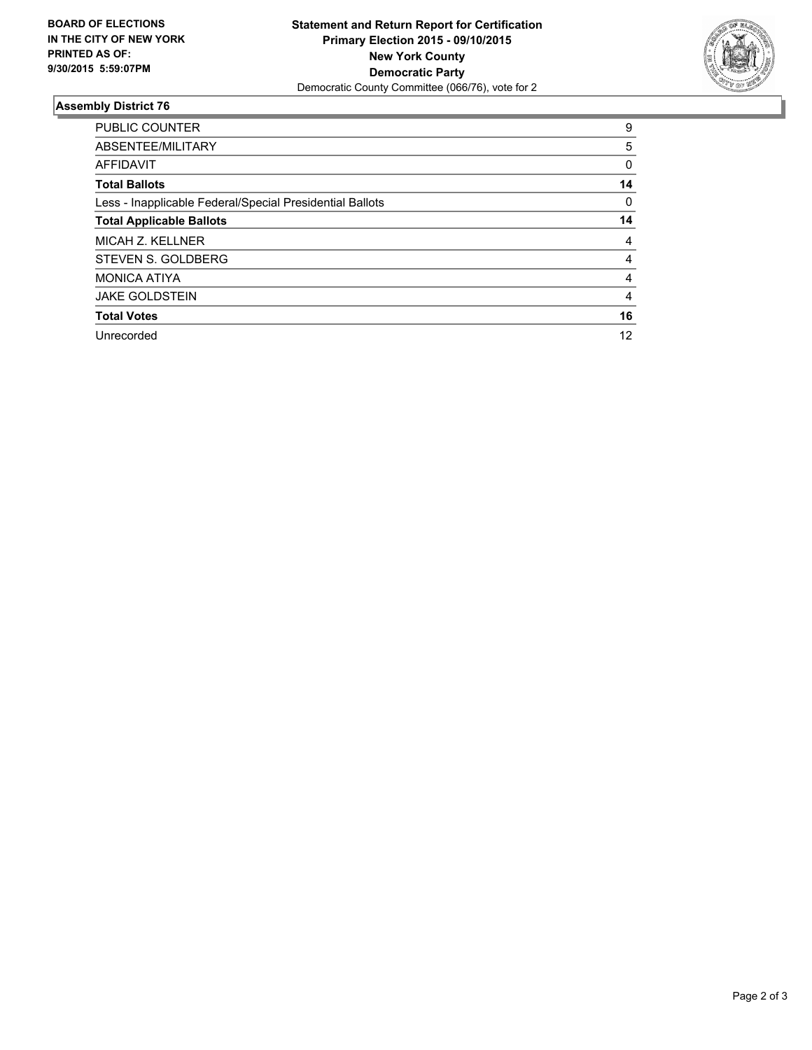**BOARD OF ELECTIONS IN THE CITY OF NEW YORK PRINTED AS OF: 9/30/2015 5:59:07PM**

**Statement and Return Report for Certification**
**Primary Election 2015 - 09/10/2015**
**New York County**
**Democratic Party**
Democratic County Committee (066/76), vote for 2

## Assembly District 76

| | |
|---|---|
| PUBLIC COUNTER | 9 |
| ABSENTEE/MILITARY | 5 |
| AFFIDAVIT | 0 |
| **Total Ballots** | **14** |
| Less - Inapplicable Federal/Special Presidential Ballots | 0 |
| **Total Applicable Ballots** | **14** |
| MICAH Z. KELLNER | 4 |
| STEVEN S. GOLDBERG | 4 |
| MONICA ATIYA | 4 |
| JAKE GOLDSTEIN | 4 |
| **Total Votes** | **16** |
| Unrecorded | 12 |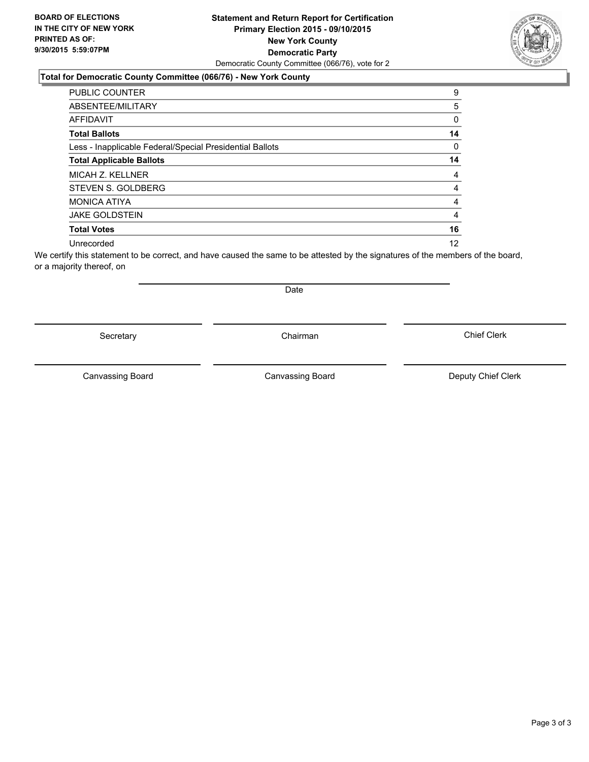**BOARD OF ELECTIONS IN THE CITY OF NEW YORK PRINTED AS OF: 9/30/2015 5:59:07PM**

# Statement and Return Report for Certification
## Primary Election 2015 - 09/10/2015
## New York County
## Democratic Party

Democratic County Committee (066/76), vote for 2

### Total for Democratic County Committee (066/76) - New York County

| | |
|---|---|
| PUBLIC COUNTER | 9 |
| ABSENTEE/MILITARY | 5 |
| AFFIDAVIT | 0 |
| **Total Ballots** | **14** |
| Less - Inapplicable Federal/Special Presidential Ballots | 0 |
| **Total Applicable Ballots** | **14** |
| MICAH Z. KELLNER | 4 |
| STEVEN S. GOLDBERG | 4 |
| MONICA ATIYA | 4 |
| JAKE GOLDSTEIN | 4 |
| **Total Votes** | **16** |
| Unrecorded | 12 |

We certify this statement to be correct, and have caused the same to be attested by the signatures of the members of the board, or a majority thereof, on

Date

Secretary

Chairman

Chief Clerk

Canvassing Board

Canvassing Board

Deputy Chief Clerk